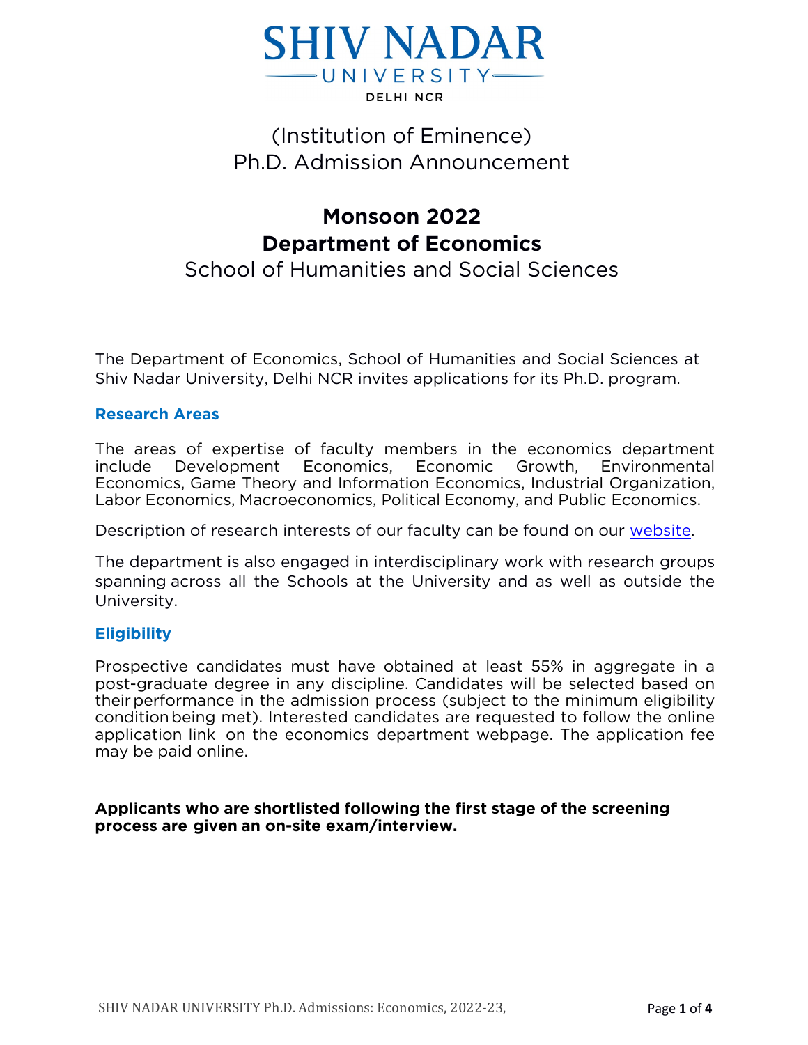# SHIV NADAR UNIVERSITY

DELHI NCR

(Institution of Eminence)
Ph.D. Admission Announcement

## Monsoon 2022
## Department of Economics

School of Humanities and Social Sciences

The Department of Economics, School of Humanities and Social Sciences at Shiv Nadar University, Delhi NCR invites applications for its Ph.D. program.

### Research Areas

The areas of expertise of faculty members in the economics department include Development Economics, Economic Growth, Environmental Economics, Game Theory and Information Economics, Industrial Organization, Labor Economics, Macroeconomics, Political Economy, and Public Economics.

Description of research interests of our faculty can be found on our website.

The department is also engaged in interdisciplinary work with research groups spanning across all the Schools at the University and as well as outside the University.

### Eligibility

Prospective candidates must have obtained at least 55% in aggregate in a post-graduate degree in any discipline. Candidates will be selected based on their performance in the admission process (subject to the minimum eligibility condition being met). Interested candidates are requested to follow the online application link on the economics department webpage. The application fee may be paid online.

**Applicants who are shortlisted following the first stage of the screening process are given an on-site exam/interview.**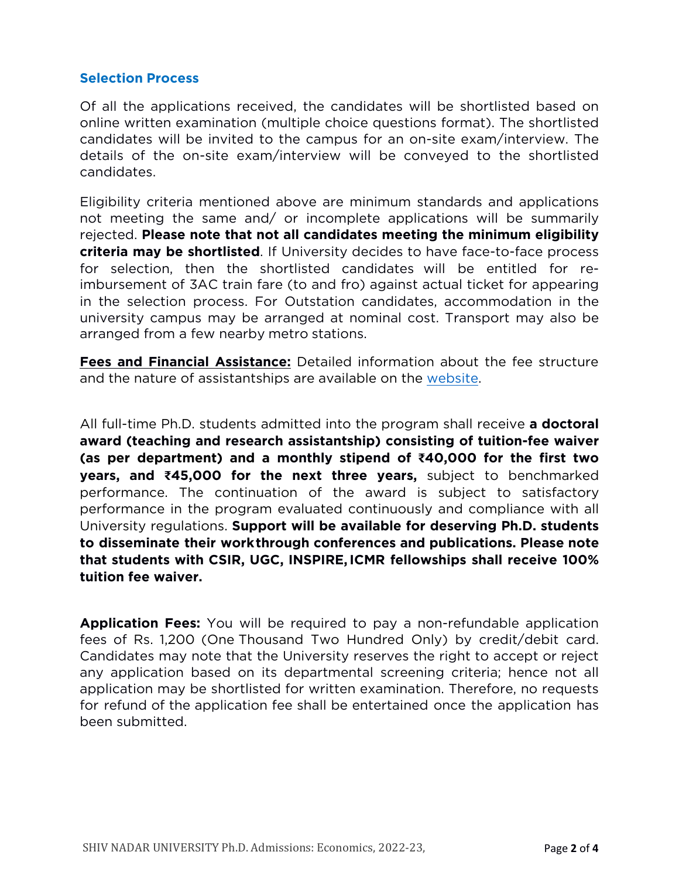## Selection Process

Of all the applications received, the candidates will be shortlisted based on online written examination (multiple choice questions format). The shortlisted candidates will be invited to the campus for an on-site exam/interview. The details of the on-site exam/interview will be conveyed to the shortlisted candidates.

Eligibility criteria mentioned above are minimum standards and applications not meeting the same and/ or incomplete applications will be summarily rejected. **Please note that not all candidates meeting the minimum eligibility criteria may be shortlisted**. If University decides to have face-to-face process for selection, then the shortlisted candidates will be entitled for re-imbursement of 3AC train fare (to and fro) against actual ticket for appearing in the selection process. For Outstation candidates, accommodation in the university campus may be arranged at nominal cost. Transport may also be arranged from a few nearby metro stations.

**Fees and Financial Assistance:** Detailed information about the fee structure and the nature of assistantships are available on the website.

All full-time Ph.D. students admitted into the program shall receive **a doctoral award (teaching and research assistantship) consisting of tuition-fee waiver (as per department) and a monthly stipend of ₹40,000 for the first two years, and ₹45,000 for the next three years,** subject to benchmarked performance. The continuation of the award is subject to satisfactory performance in the program evaluated continuously and compliance with all University regulations. **Support will be available for deserving Ph.D. students to disseminate their workthrough conferences and publications. Please note that students with CSIR, UGC, INSPIRE, ICMR fellowships shall receive 100% tuition fee waiver.**

**Application Fees:** You will be required to pay a non-refundable application fees of Rs. 1,200 (One Thousand Two Hundred Only) by credit/debit card. Candidates may note that the University reserves the right to accept or reject any application based on its departmental screening criteria; hence not all application may be shortlisted for written examination. Therefore, no requests for refund of the application fee shall be entertained once the application has been submitted.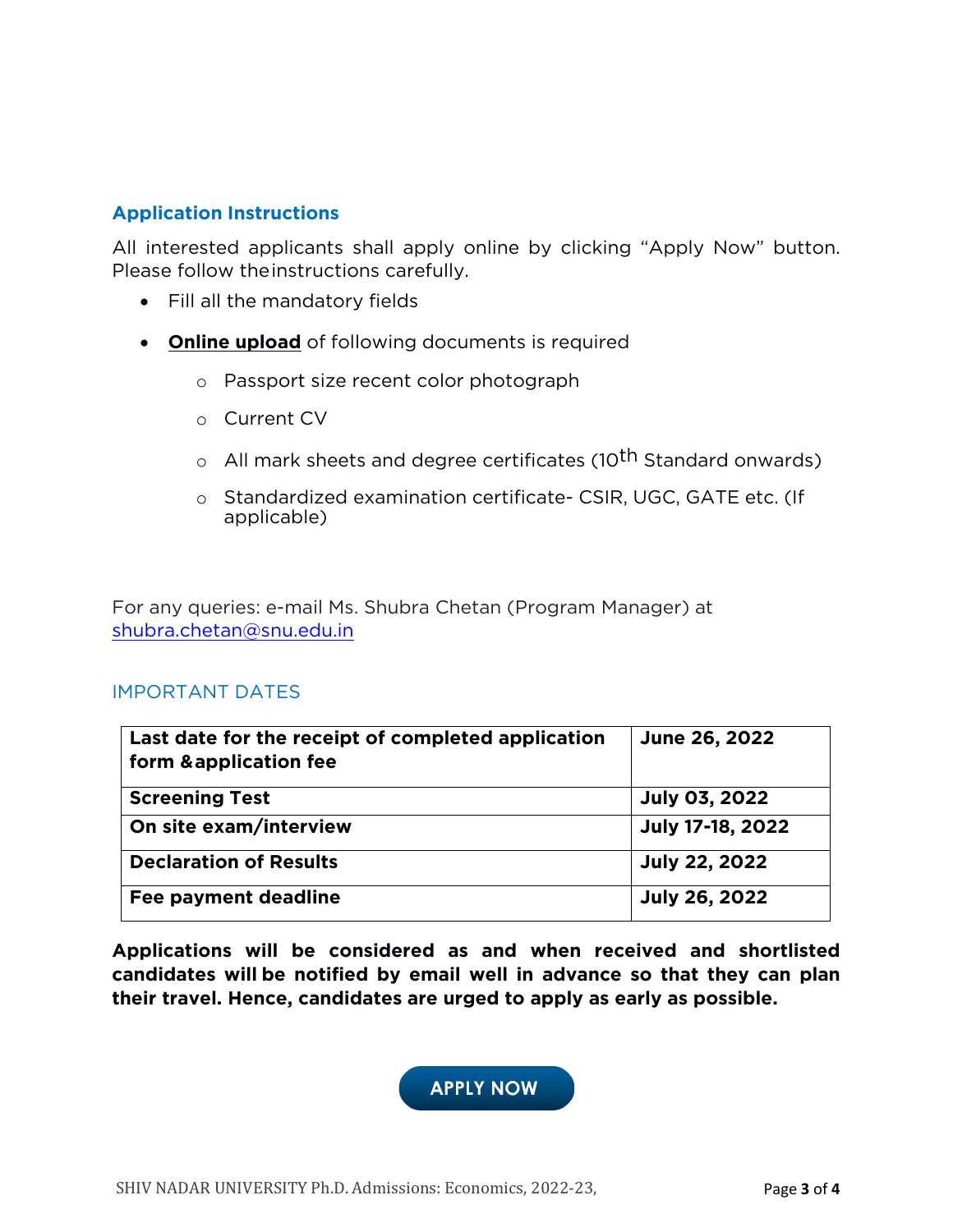## Application Instructions

All interested applicants shall apply online by clicking "Apply Now" button. Please follow the instructions carefully.

- Fill all the mandatory fields
- **<u>Online upload</u>** of following documents is required
  - Passport size recent color photograph
  - Current CV
  - All mark sheets and degree certificates (10th Standard onwards)
  - Standardized examination certificate- CSIR, UGC, GATE etc. (If applicable)

For any queries: e-mail Ms. Shubra Chetan (Program Manager) at shubra.chetan@snu.edu.in

## IMPORTANT DATES

| | |
|---|---|
| **Last date for the receipt of completed application form & application fee** | **June 26, 2022** |
| **Screening Test** | **July 03, 2022** |
| **On site exam/interview** | **July 17-18, 2022** |
| **Declaration of Results** | **July 22, 2022** |
| **Fee payment deadline** | **July 26, 2022** |

**Applications will be considered as and when received and shortlisted candidates will be notified by email well in advance so that they can plan their travel. Hence, candidates are urged to apply as early as possible.**

APPLY NOW